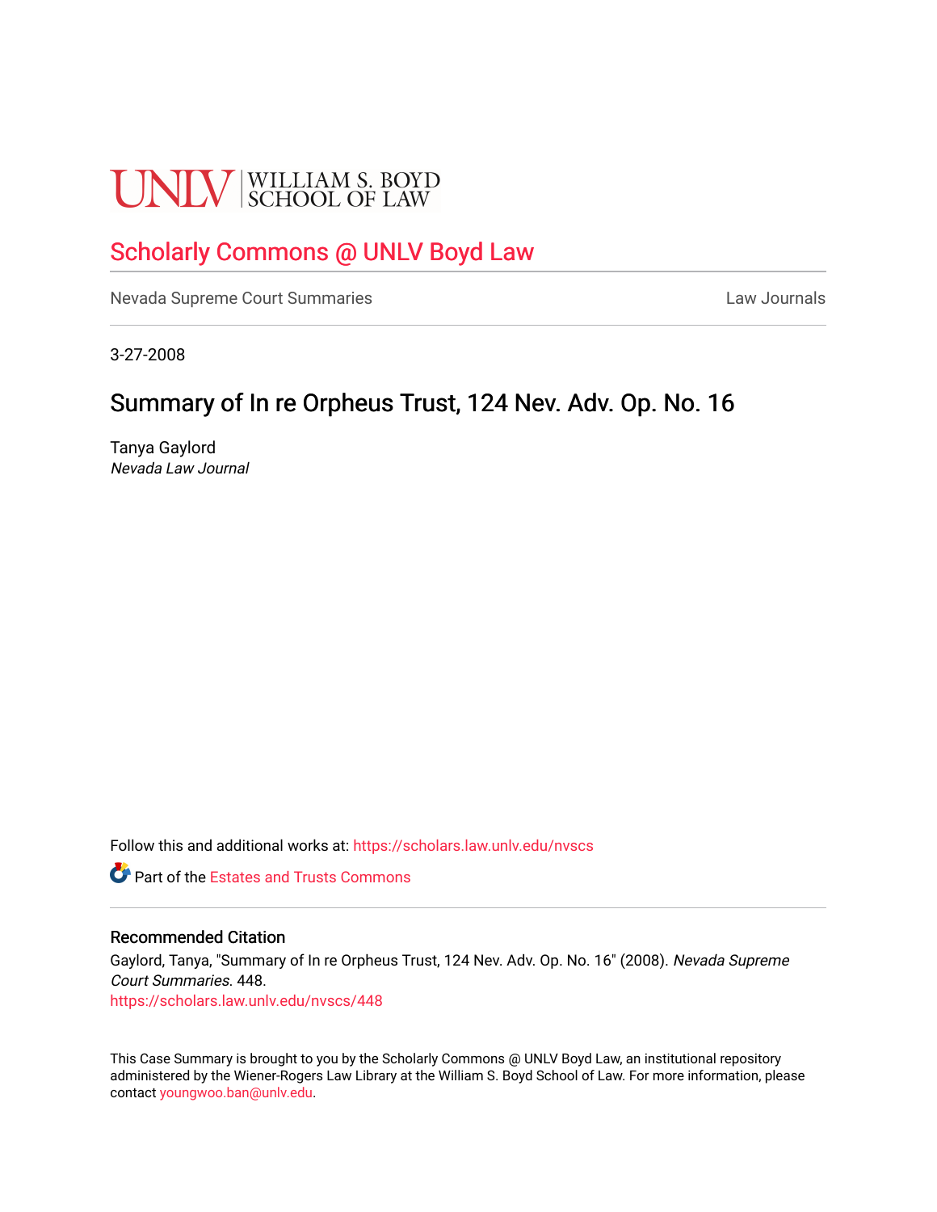UNLV | WILLIAM S. BOYD SCHOOL OF LAW

# Scholarly Commons @ UNLV Boyd Law

Nevada Supreme Court Summaries

Law Journals

3-27-2008

## Summary of In re Orpheus Trust, 124 Nev. Adv. Op. No. 16

Tanya Gaylord
*Nevada Law Journal*

Follow this and additional works at: https://scholars.law.unlv.edu/nvscs

Part of the Estates and Trusts Commons

### Recommended Citation

Gaylord, Tanya, "Summary of In re Orpheus Trust, 124 Nev. Adv. Op. No. 16" (2008). *Nevada Supreme Court Summaries*. 448.
https://scholars.law.unlv.edu/nvscs/448

This Case Summary is brought to you by the Scholarly Commons @ UNLV Boyd Law, an institutional repository administered by the Wiener-Rogers Law Library at the William S. Boyd School of Law. For more information, please contact youngwoo.ban@unlv.edu.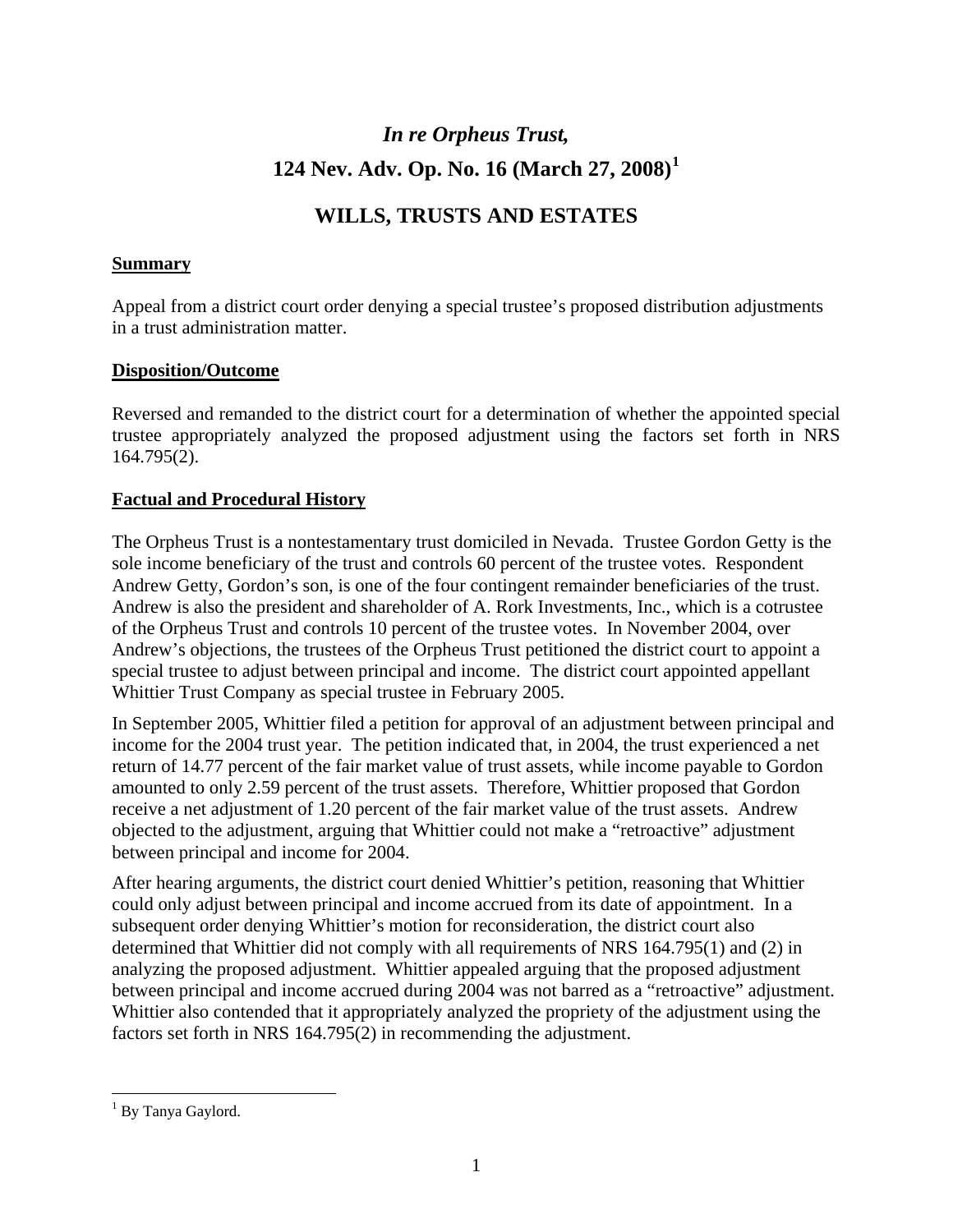# *In re Orpheus Trust,*
# 124 Nev. Adv. Op. No. 16 (March 27, 2008)[1]

## WILLS, TRUSTS AND ESTATES

### Summary

Appeal from a district court order denying a special trustee's proposed distribution adjustments in a trust administration matter.

### Disposition/Outcome

Reversed and remanded to the district court for a determination of whether the appointed special trustee appropriately analyzed the proposed adjustment using the factors set forth in NRS 164.795(2).

### Factual and Procedural History

The Orpheus Trust is a nontestamentary trust domiciled in Nevada. Trustee Gordon Getty is the sole income beneficiary of the trust and controls 60 percent of the trustee votes. Respondent Andrew Getty, Gordon's son, is one of the four contingent remainder beneficiaries of the trust. Andrew is also the president and shareholder of A. Rork Investments, Inc., which is a cotrustee of the Orpheus Trust and controls 10 percent of the trustee votes. In November 2004, over Andrew's objections, the trustees of the Orpheus Trust petitioned the district court to appoint a special trustee to adjust between principal and income. The district court appointed appellant Whittier Trust Company as special trustee in February 2005.

In September 2005, Whittier filed a petition for approval of an adjustment between principal and income for the 2004 trust year. The petition indicated that, in 2004, the trust experienced a net return of 14.77 percent of the fair market value of trust assets, while income payable to Gordon amounted to only 2.59 percent of the trust assets. Therefore, Whittier proposed that Gordon receive a net adjustment of 1.20 percent of the fair market value of the trust assets. Andrew objected to the adjustment, arguing that Whittier could not make a "retroactive" adjustment between principal and income for 2004.

After hearing arguments, the district court denied Whittier's petition, reasoning that Whittier could only adjust between principal and income accrued from its date of appointment. In a subsequent order denying Whittier's motion for reconsideration, the district court also determined that Whittier did not comply with all requirements of NRS 164.795(1) and (2) in analyzing the proposed adjustment. Whittier appealed arguing that the proposed adjustment between principal and income accrued during 2004 was not barred as a "retroactive" adjustment. Whittier also contended that it appropriately analyzed the propriety of the adjustment using the factors set forth in NRS 164.795(2) in recommending the adjustment.

---

[1] By Tanya Gaylord.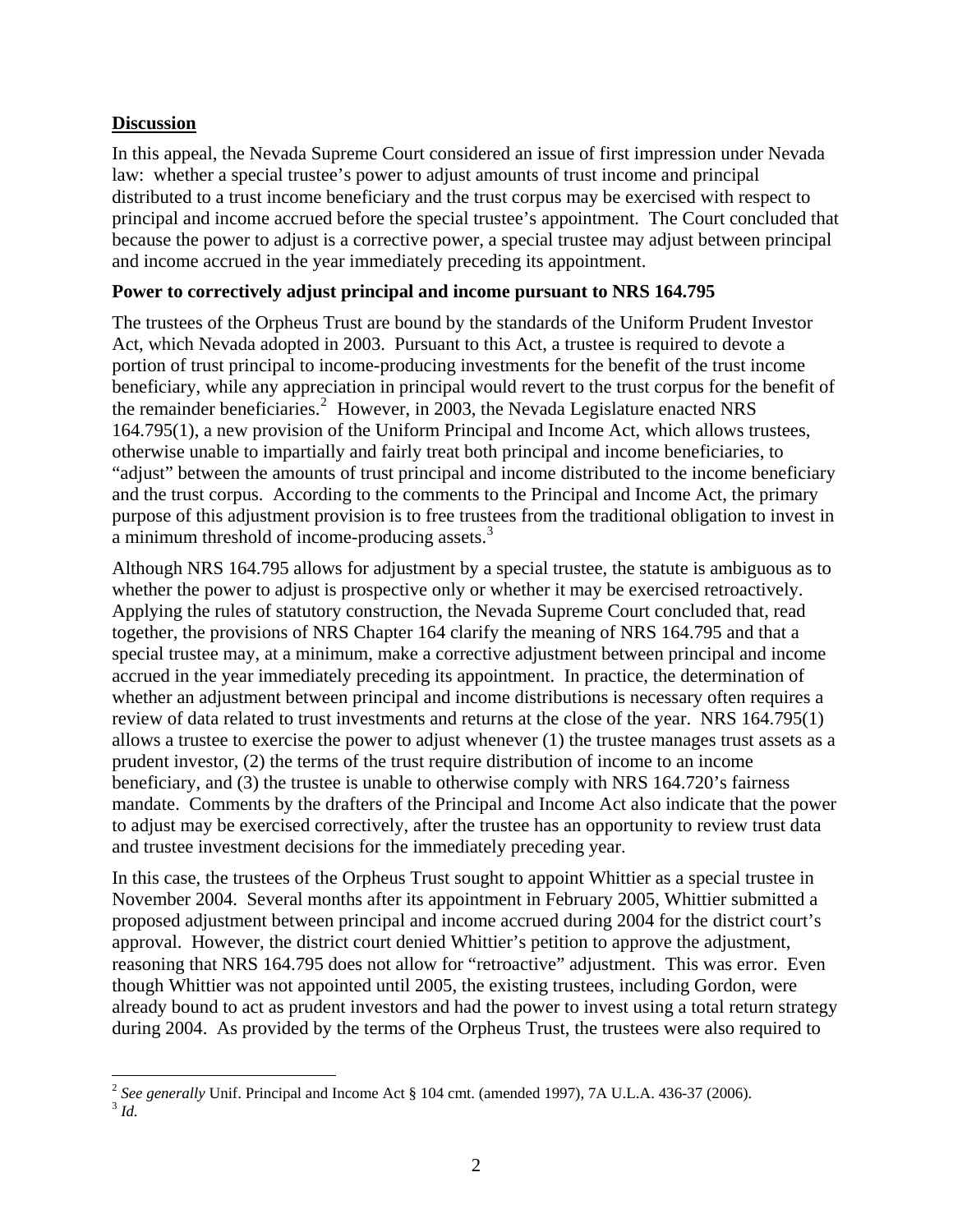## Discussion

In this appeal, the Nevada Supreme Court considered an issue of first impression under Nevada law: whether a special trustee's power to adjust amounts of trust income and principal distributed to a trust income beneficiary and the trust corpus may be exercised with respect to principal and income accrued before the special trustee's appointment. The Court concluded that because the power to adjust is a corrective power, a special trustee may adjust between principal and income accrued in the year immediately preceding its appointment.

### Power to correctively adjust principal and income pursuant to NRS 164.795

The trustees of the Orpheus Trust are bound by the standards of the Uniform Prudent Investor Act, which Nevada adopted in 2003. Pursuant to this Act, a trustee is required to devote a portion of trust principal to income-producing investments for the benefit of the trust income beneficiary, while any appreciation in principal would revert to the trust corpus for the benefit of the remainder beneficiaries.[2] However, in 2003, the Nevada Legislature enacted NRS 164.795(1), a new provision of the Uniform Principal and Income Act, which allows trustees, otherwise unable to impartially and fairly treat both principal and income beneficiaries, to "adjust" between the amounts of trust principal and income distributed to the income beneficiary and the trust corpus. According to the comments to the Principal and Income Act, the primary purpose of this adjustment provision is to free trustees from the traditional obligation to invest in a minimum threshold of income-producing assets.[3]

Although NRS 164.795 allows for adjustment by a special trustee, the statute is ambiguous as to whether the power to adjust is prospective only or whether it may be exercised retroactively. Applying the rules of statutory construction, the Nevada Supreme Court concluded that, read together, the provisions of NRS Chapter 164 clarify the meaning of NRS 164.795 and that a special trustee may, at a minimum, make a corrective adjustment between principal and income accrued in the year immediately preceding its appointment. In practice, the determination of whether an adjustment between principal and income distributions is necessary often requires a review of data related to trust investments and returns at the close of the year. NRS 164.795(1) allows a trustee to exercise the power to adjust whenever (1) the trustee manages trust assets as a prudent investor, (2) the terms of the trust require distribution of income to an income beneficiary, and (3) the trustee is unable to otherwise comply with NRS 164.720's fairness mandate. Comments by the drafters of the Principal and Income Act also indicate that the power to adjust may be exercised correctively, after the trustee has an opportunity to review trust data and trustee investment decisions for the immediately preceding year.

In this case, the trustees of the Orpheus Trust sought to appoint Whittier as a special trustee in November 2004. Several months after its appointment in February 2005, Whittier submitted a proposed adjustment between principal and income accrued during 2004 for the district court's approval. However, the district court denied Whittier's petition to approve the adjustment, reasoning that NRS 164.795 does not allow for "retroactive" adjustment. This was error. Even though Whittier was not appointed until 2005, the existing trustees, including Gordon, were already bound to act as prudent investors and had the power to invest using a total return strategy during 2004. As provided by the terms of the Orpheus Trust, the trustees were also required to

---

[2] *See generally* Unif. Principal and Income Act § 104 cmt. (amended 1997), 7A U.L.A. 436-37 (2006).

[3] *Id.*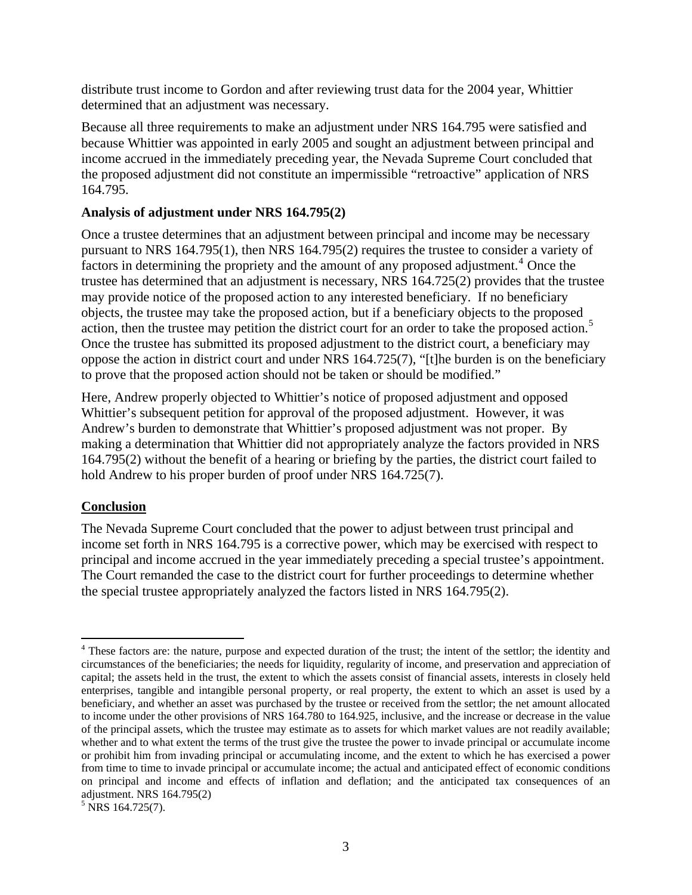distribute trust income to Gordon and after reviewing trust data for the 2004 year, Whittier determined that an adjustment was necessary.

Because all three requirements to make an adjustment under NRS 164.795 were satisfied and because Whittier was appointed in early 2005 and sought an adjustment between principal and income accrued in the immediately preceding year, the Nevada Supreme Court concluded that the proposed adjustment did not constitute an impermissible "retroactive" application of NRS 164.795.

**Analysis of adjustment under NRS 164.795(2)**

Once a trustee determines that an adjustment between principal and income may be necessary pursuant to NRS 164.795(1), then NRS 164.795(2) requires the trustee to consider a variety of factors in determining the propriety and the amount of any proposed adjustment.[4] Once the trustee has determined that an adjustment is necessary, NRS 164.725(2) provides that the trustee may provide notice of the proposed action to any interested beneficiary. If no beneficiary objects, the trustee may take the proposed action, but if a beneficiary objects to the proposed action, then the trustee may petition the district court for an order to take the proposed action.[5] Once the trustee has submitted its proposed adjustment to the district court, a beneficiary may oppose the action in district court and under NRS 164.725(7), "[t]he burden is on the beneficiary to prove that the proposed action should not be taken or should be modified."

Here, Andrew properly objected to Whittier's notice of proposed adjustment and opposed Whittier's subsequent petition for approval of the proposed adjustment. However, it was Andrew's burden to demonstrate that Whittier's proposed adjustment was not proper. By making a determination that Whittier did not appropriately analyze the factors provided in NRS 164.795(2) without the benefit of a hearing or briefing by the parties, the district court failed to hold Andrew to his proper burden of proof under NRS 164.725(7).

**Conclusion**

The Nevada Supreme Court concluded that the power to adjust between trust principal and income set forth in NRS 164.795 is a corrective power, which may be exercised with respect to principal and income accrued in the year immediately preceding a special trustee's appointment. The Court remanded the case to the district court for further proceedings to determine whether the special trustee appropriately analyzed the factors listed in NRS 164.795(2).

---

[4] These factors are: the nature, purpose and expected duration of the trust; the intent of the settlor; the identity and circumstances of the beneficiaries; the needs for liquidity, regularity of income, and preservation and appreciation of capital; the assets held in the trust, the extent to which the assets consist of financial assets, interests in closely held enterprises, tangible and intangible personal property, or real property, the extent to which an asset is used by a beneficiary, and whether an asset was purchased by the trustee or received from the settlor; the net amount allocated to income under the other provisions of NRS 164.780 to 164.925, inclusive, and the increase or decrease in the value of the principal assets, which the trustee may estimate as to assets for which market values are not readily available; whether and to what extent the terms of the trust give the trustee the power to invade principal or accumulate income or prohibit him from invading principal or accumulating income, and the extent to which he has exercised a power from time to time to invade principal or accumulate income; the actual and anticipated effect of economic conditions on principal and income and effects of inflation and deflation; and the anticipated tax consequences of an adjustment. NRS 164.795(2)

[5] NRS 164.725(7).